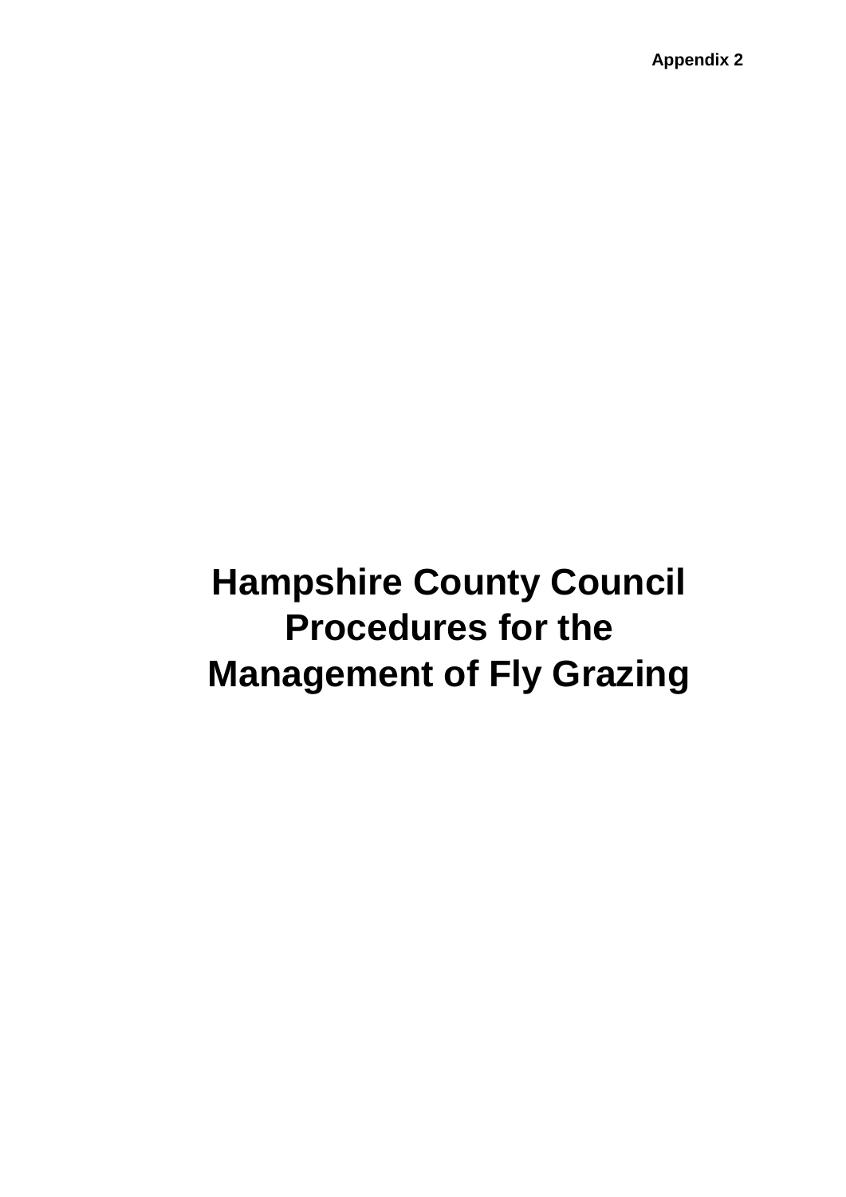**Appendix 2**

# Hampshire County Council Procedures for the Management of Fly Grazing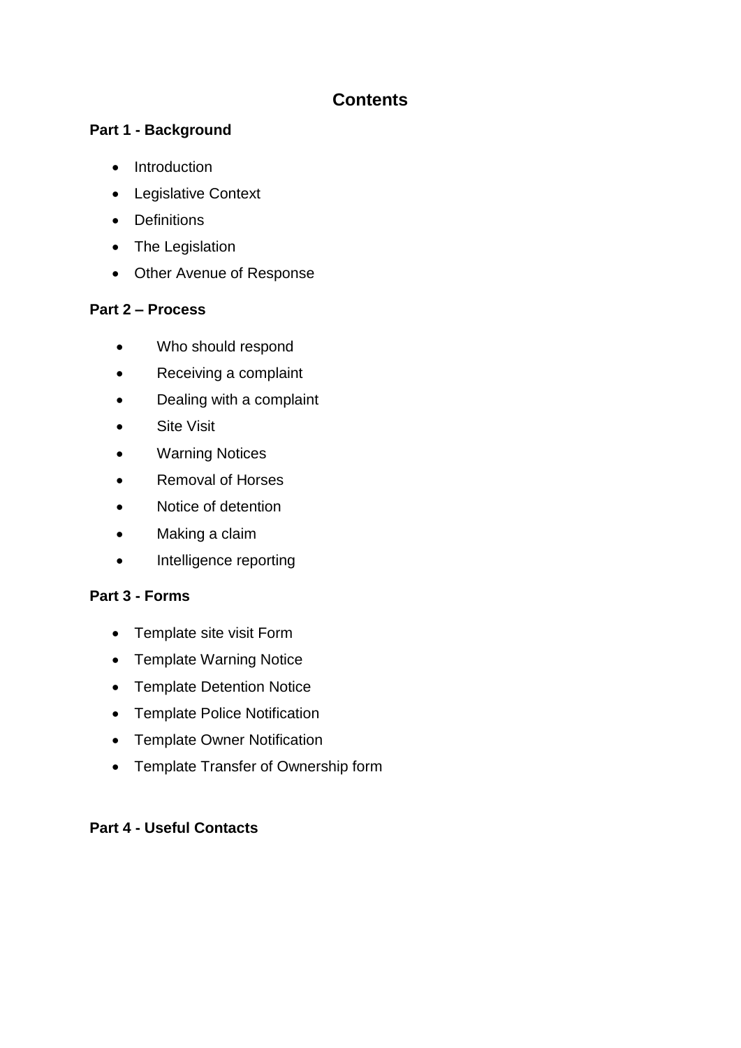# Contents

**Part 1 - Background**

- Introduction
- Legislative Context
- Definitions
- The Legislation
- Other Avenue of Response

**Part 2 – Process**

- Who should respond
- Receiving a complaint
- Dealing with a complaint
- Site Visit
- Warning Notices
- Removal of Horses
- Notice of detention
- Making a claim
- Intelligence reporting

**Part 3 - Forms**

- Template site visit Form
- Template Warning Notice
- Template Detention Notice
- Template Police Notification
- Template Owner Notification
- Template Transfer of Ownership form

**Part 4 - Useful Contacts**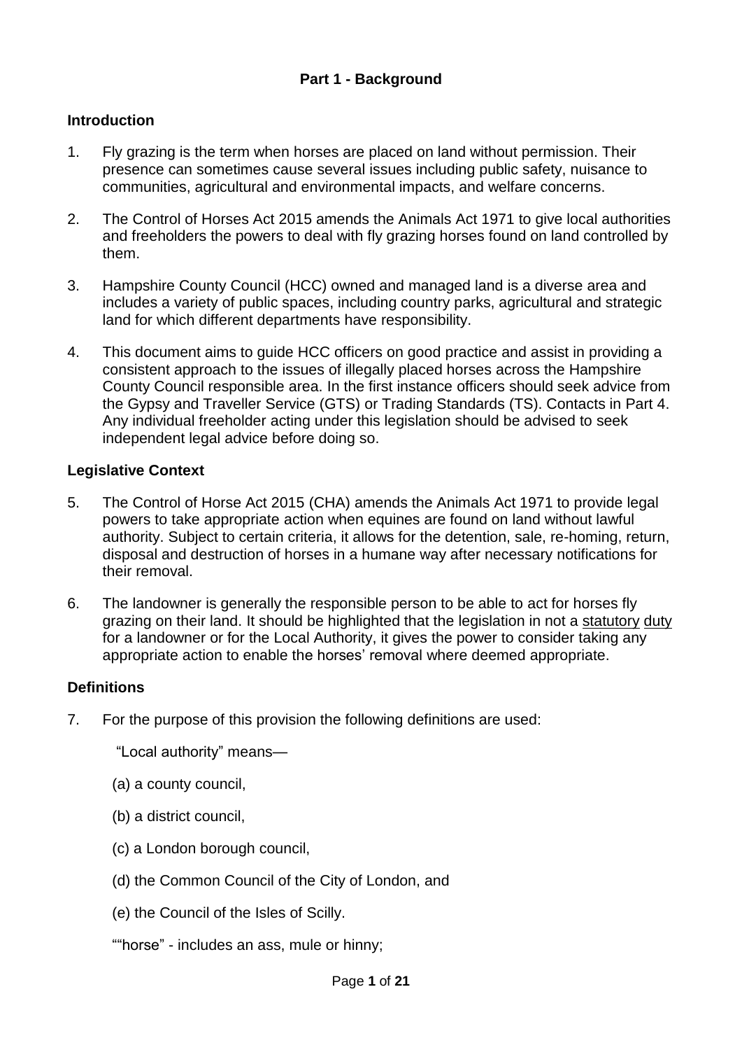## Part 1 - Background

### Introduction

1. Fly grazing is the term when horses are placed on land without permission. Their presence can sometimes cause several issues including public safety, nuisance to communities, agricultural and environmental impacts, and welfare concerns.

2. The Control of Horses Act 2015 amends the Animals Act 1971 to give local authorities and freeholders the powers to deal with fly grazing horses found on land controlled by them.

3. Hampshire County Council (HCC) owned and managed land is a diverse area and includes a variety of public spaces, including country parks, agricultural and strategic land for which different departments have responsibility.

4. This document aims to guide HCC officers on good practice and assist in providing a consistent approach to the issues of illegally placed horses across the Hampshire County Council responsible area. In the first instance officers should seek advice from the Gypsy and Traveller Service (GTS) or Trading Standards (TS). Contacts in Part 4. Any individual freeholder acting under this legislation should be advised to seek independent legal advice before doing so.

### Legislative Context

5. The Control of Horse Act 2015 (CHA) amends the Animals Act 1971 to provide legal powers to take appropriate action when equines are found on land without lawful authority. Subject to certain criteria, it allows for the detention, sale, re-homing, return, disposal and destruction of horses in a humane way after necessary notifications for their removal.

6. The landowner is generally the responsible person to be able to act for horses fly grazing on their land. It should be highlighted that the legislation in not a statutory duty for a landowner or for the Local Authority, it gives the power to consider taking any appropriate action to enable the horses' removal where deemed appropriate.

### Definitions

7. For the purpose of this provision the following definitions are used:

   "Local authority" means—

   (a) a county council,

   (b) a district council,

   (c) a London borough council,

   (d) the Common Council of the City of London, and

   (e) the Council of the Isles of Scilly.

   ""horse" - includes an ass, mule or hinny;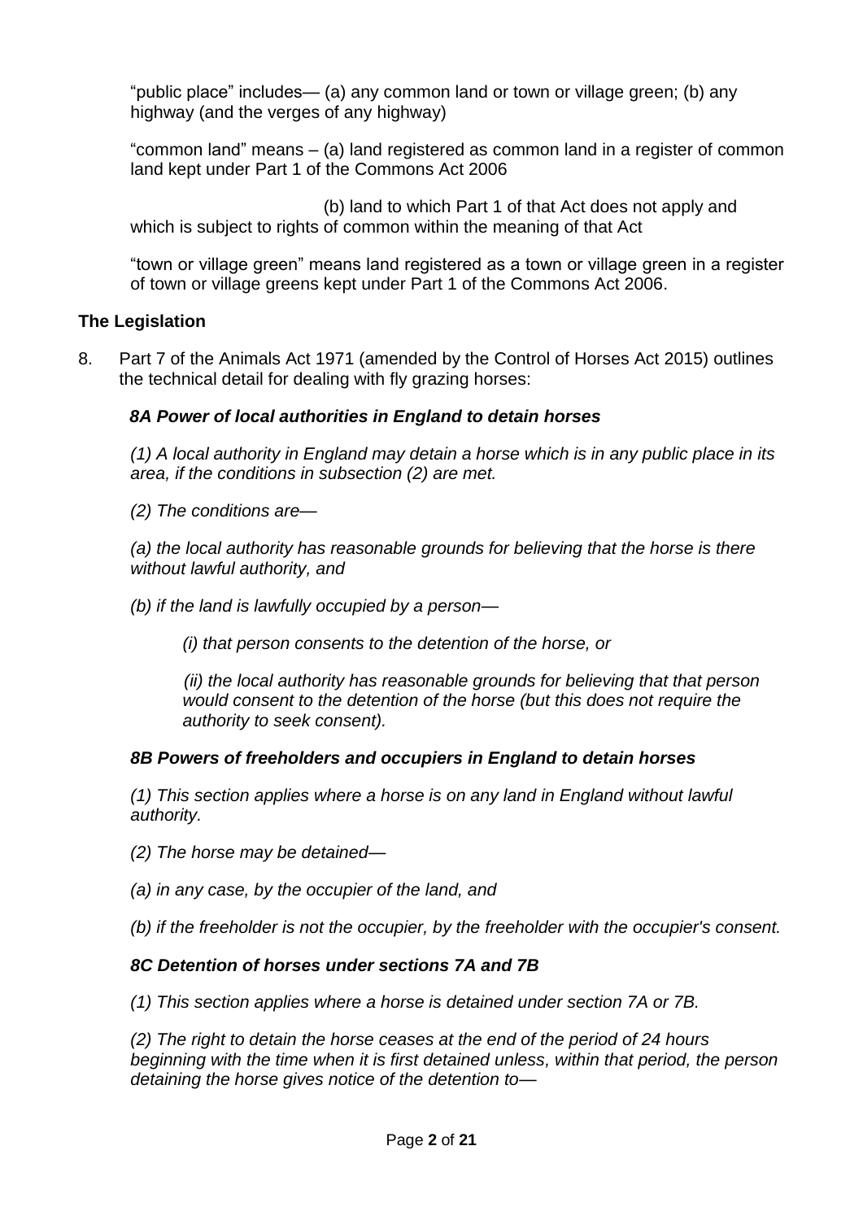"public place" includes— (a) any common land or town or village green; (b) any highway (and the verges of any highway)

"common land" means – (a) land registered as common land in a register of common land kept under Part 1 of the Commons Act 2006

(b) land to which Part 1 of that Act does not apply and which is subject to rights of common within the meaning of that Act

"town or village green" means land registered as a town or village green in a register of town or village greens kept under Part 1 of the Commons Act 2006.

### The Legislation

8. Part 7 of the Animals Act 1971 (amended by the Control of Horses Act 2015) outlines the technical detail for dealing with fly grazing horses:

#### *8A Power of local authorities in England to detain horses*

*(1) A local authority in England may detain a horse which is in any public place in its area, if the conditions in subsection (2) are met.*

*(2) The conditions are—*

*(a) the local authority has reasonable grounds for believing that the horse is there without lawful authority, and*

*(b) if the land is lawfully occupied by a person—*

*(i) that person consents to the detention of the horse, or*

*(ii) the local authority has reasonable grounds for believing that that person would consent to the detention of the horse (but this does not require the authority to seek consent).*

#### *8B Powers of freeholders and occupiers in England to detain horses*

*(1) This section applies where a horse is on any land in England without lawful authority.*

*(2) The horse may be detained—*

*(a) in any case, by the occupier of the land, and*

*(b) if the freeholder is not the occupier, by the freeholder with the occupier's consent.*

#### *8C Detention of horses under sections 7A and 7B*

*(1) This section applies where a horse is detained under section 7A or 7B.*

*(2) The right to detain the horse ceases at the end of the period of 24 hours beginning with the time when it is first detained unless, within that period, the person detaining the horse gives notice of the detention to—*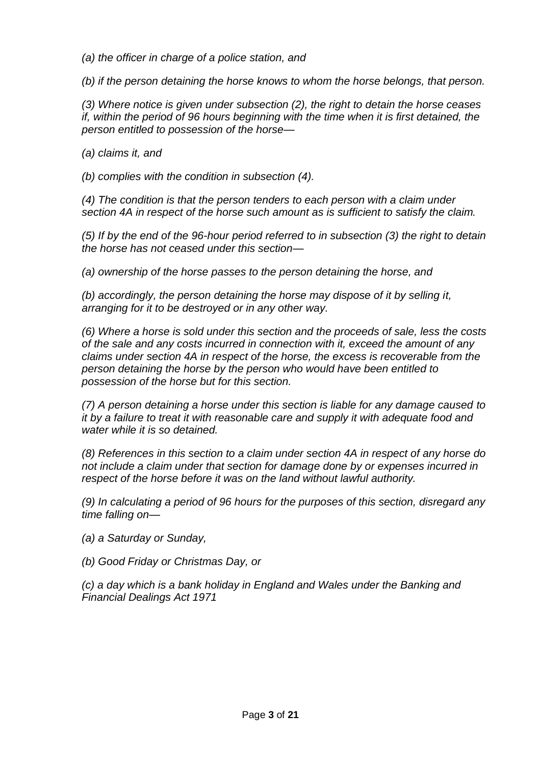*(a) the officer in charge of a police station, and*

*(b) if the person detaining the horse knows to whom the horse belongs, that person.*

*(3) Where notice is given under subsection (2), the right to detain the horse ceases if, within the period of 96 hours beginning with the time when it is first detained, the person entitled to possession of the horse—*

*(a) claims it, and*

*(b) complies with the condition in subsection (4).*

*(4) The condition is that the person tenders to each person with a claim under section 4A in respect of the horse such amount as is sufficient to satisfy the claim.*

*(5) If by the end of the 96-hour period referred to in subsection (3) the right to detain the horse has not ceased under this section—*

*(a) ownership of the horse passes to the person detaining the horse, and*

*(b) accordingly, the person detaining the horse may dispose of it by selling it, arranging for it to be destroyed or in any other way.*

*(6) Where a horse is sold under this section and the proceeds of sale, less the costs of the sale and any costs incurred in connection with it, exceed the amount of any claims under section 4A in respect of the horse, the excess is recoverable from the person detaining the horse by the person who would have been entitled to possession of the horse but for this section.*

*(7) A person detaining a horse under this section is liable for any damage caused to it by a failure to treat it with reasonable care and supply it with adequate food and water while it is so detained.*

*(8) References in this section to a claim under section 4A in respect of any horse do not include a claim under that section for damage done by or expenses incurred in respect of the horse before it was on the land without lawful authority.*

*(9) In calculating a period of 96 hours for the purposes of this section, disregard any time falling on—*

*(a) a Saturday or Sunday,*

*(b) Good Friday or Christmas Day, or*

*(c) a day which is a bank holiday in England and Wales under the Banking and Financial Dealings Act 1971*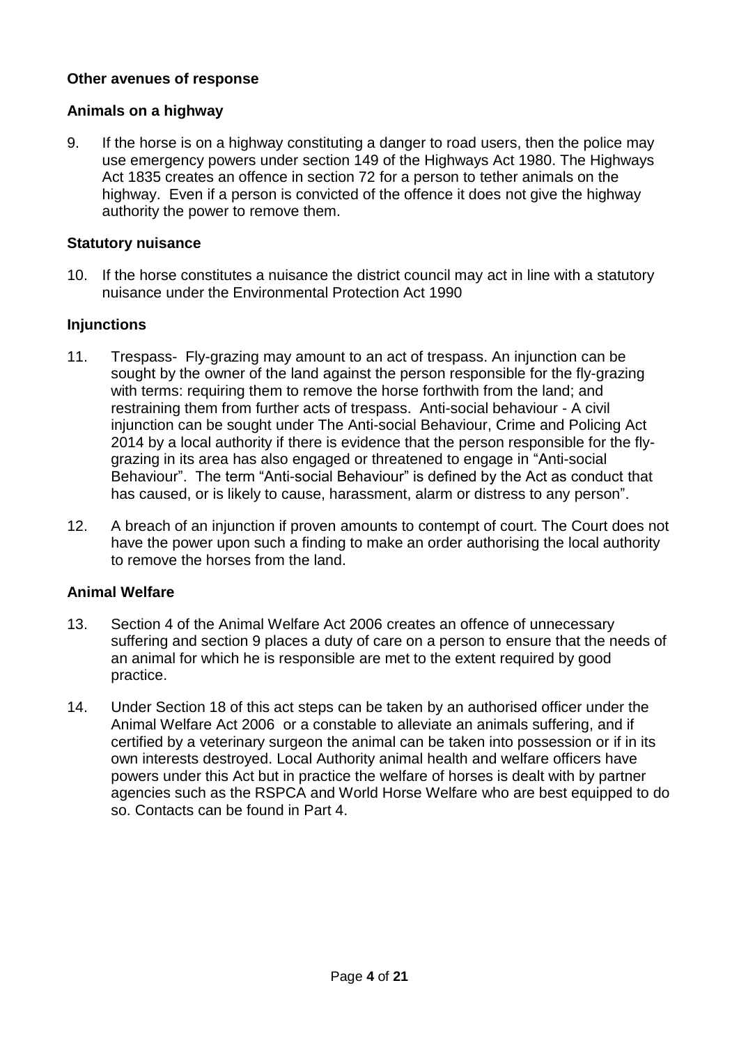**Other avenues of response**

**Animals on a highway**

9. If the horse is on a highway constituting a danger to road users, then the police may use emergency powers under section 149 of the Highways Act 1980. The Highways Act 1835 creates an offence in section 72 for a person to tether animals on the highway. Even if a person is convicted of the offence it does not give the highway authority the power to remove them.

**Statutory nuisance**

10. If the horse constitutes a nuisance the district council may act in line with a statutory nuisance under the Environmental Protection Act 1990

**Injunctions**

11. Trespass- Fly-grazing may amount to an act of trespass. An injunction can be sought by the owner of the land against the person responsible for the fly-grazing with terms: requiring them to remove the horse forthwith from the land; and restraining them from further acts of trespass. Anti-social behaviour - A civil injunction can be sought under The Anti-social Behaviour, Crime and Policing Act 2014 by a local authority if there is evidence that the person responsible for the fly-grazing in its area has also engaged or threatened to engage in "Anti-social Behaviour". The term "Anti-social Behaviour" is defined by the Act as conduct that has caused, or is likely to cause, harassment, alarm or distress to any person".

12. A breach of an injunction if proven amounts to contempt of court. The Court does not have the power upon such a finding to make an order authorising the local authority to remove the horses from the land.

**Animal Welfare**

13. Section 4 of the Animal Welfare Act 2006 creates an offence of unnecessary suffering and section 9 places a duty of care on a person to ensure that the needs of an animal for which he is responsible are met to the extent required by good practice.

14. Under Section 18 of this act steps can be taken by an authorised officer under the Animal Welfare Act 2006 or a constable to alleviate an animals suffering, and if certified by a veterinary surgeon the animal can be taken into possession or if in its own interests destroyed. Local Authority animal health and welfare officers have powers under this Act but in practice the welfare of horses is dealt with by partner agencies such as the RSPCA and World Horse Welfare who are best equipped to do so. Contacts can be found in Part 4.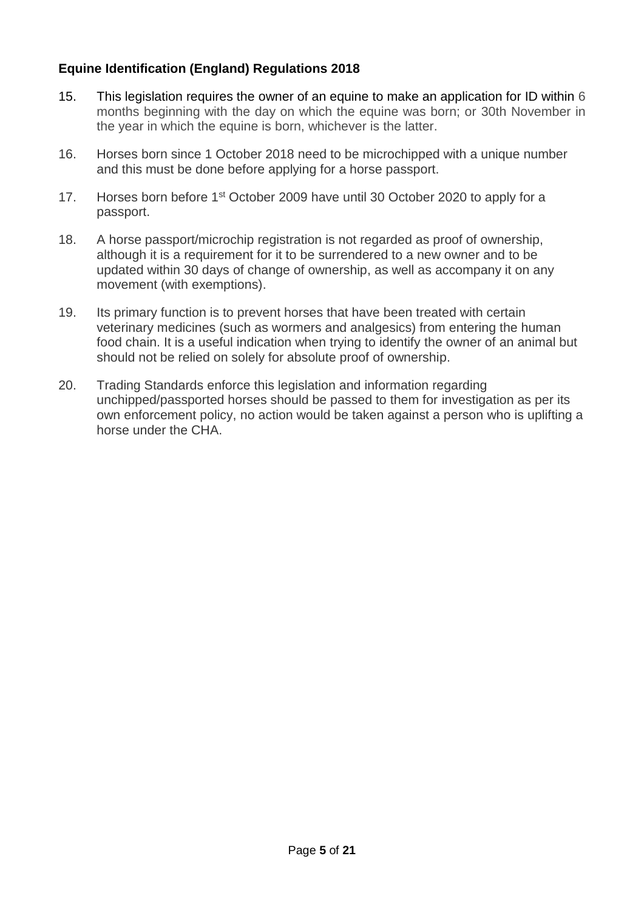**Equine Identification (England) Regulations 2018**

15. This legislation requires the owner of an equine to make an application for ID within 6 months beginning with the day on which the equine was born; or 30th November in the year in which the equine is born, whichever is the latter.

16. Horses born since 1 October 2018 need to be microchipped with a unique number and this must be done before applying for a horse passport.

17. Horses born before 1st October 2009 have until 30 October 2020 to apply for a passport.

18. A horse passport/microchip registration is not regarded as proof of ownership, although it is a requirement for it to be surrendered to a new owner and to be updated within 30 days of change of ownership, as well as accompany it on any movement (with exemptions).

19. Its primary function is to prevent horses that have been treated with certain veterinary medicines (such as wormers and analgesics) from entering the human food chain. It is a useful indication when trying to identify the owner of an animal but should not be relied on solely for absolute proof of ownership.

20. Trading Standards enforce this legislation and information regarding unchipped/passported horses should be passed to them for investigation as per its own enforcement policy, no action would be taken against a person who is uplifting a horse under the CHA.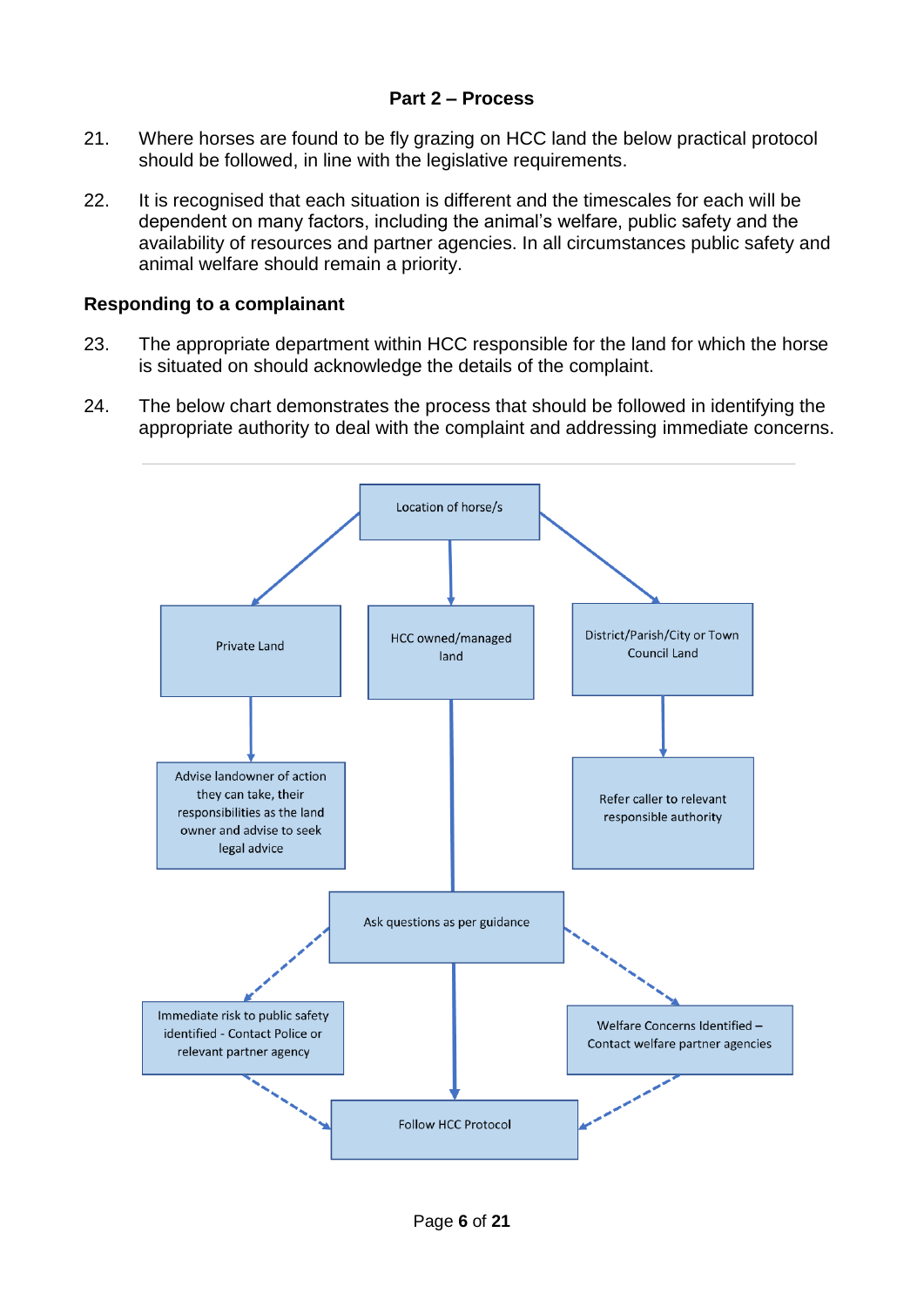## Part 2 – Process

21. Where horses are found to be fly grazing on HCC land the below practical protocol should be followed, in line with the legislative requirements.

22. It is recognised that each situation is different and the timescales for each will be dependent on many factors, including the animal's welfare, public safety and the availability of resources and partner agencies. In all circumstances public safety and animal welfare should remain a priority.

### Responding to a complainant

23. The appropriate department within HCC responsible for the land for which the horse is situated on should acknowledge the details of the complaint.

24. The below chart demonstrates the process that should be followed in identifying the appropriate authority to deal with the complaint and addressing immediate concerns.

Location of horse/s

Private Land

HCC owned/managed land

District/Parish/City or Town Council Land

Advise landowner of action they can take, their responsibilities as the land owner and advise to seek legal advice

Refer caller to relevant responsible authority

Ask questions as per guidance

Immediate risk to public safety identified - Contact Police or relevant partner agency

Welfare Concerns Identified – Contact welfare partner agencies

Follow HCC Protocol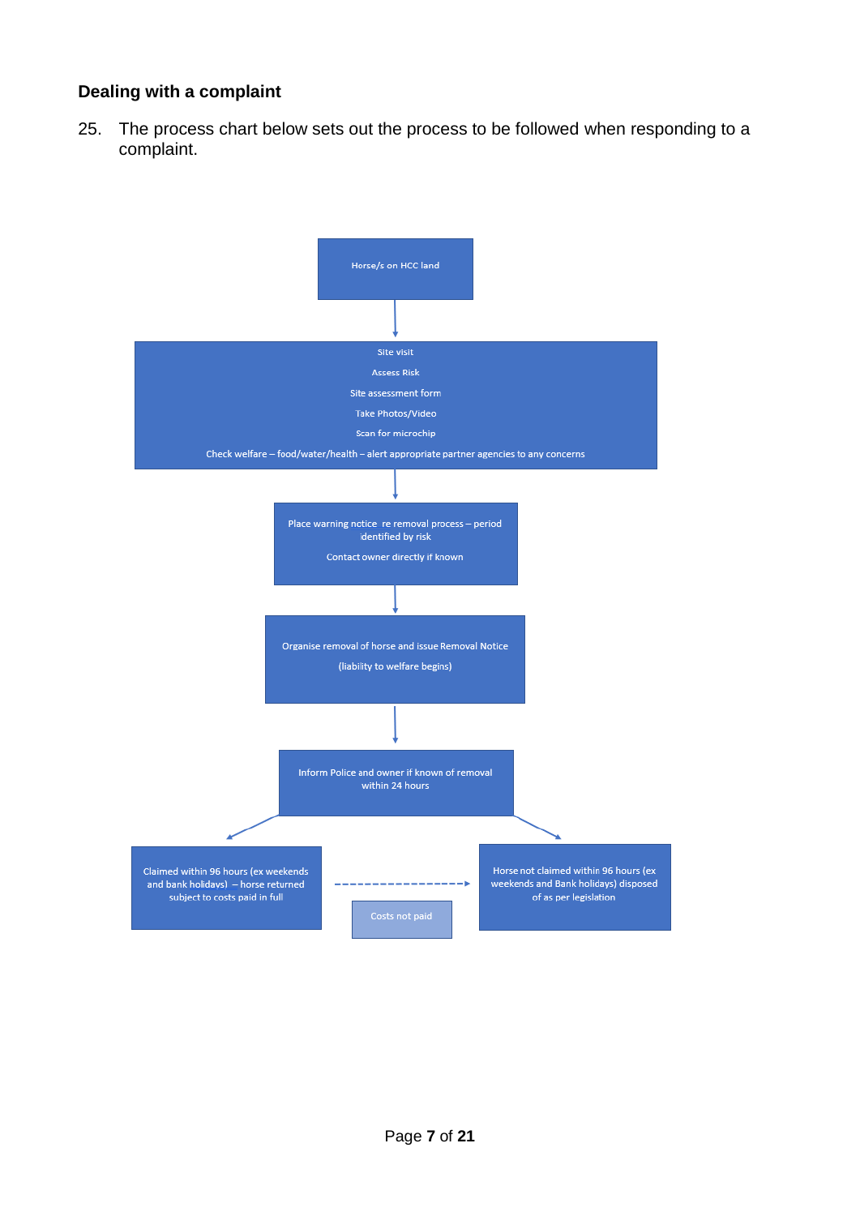### Dealing with a complaint

25. The process chart below sets out the process to be followed when responding to a complaint.

Horse/s on HCC land

↓

Site visit

Assess Risk

Site assessment form

Take Photos/Video

Scan for microchip

Check welfare – food/water/health – alert appropriate partner agencies to any concerns

↓

Place warning notice re removal process – period identified by risk

Contact owner directly if known

↓

Organise removal of horse and issue Removal Notice

(liability to welfare begins)

↓

Inform Police and owner if known of removal within 24 hours

↙ ↘

Claimed within 96 hours (ex weekends and bank holidays) – horse returned subject to costs paid in full

- - - Costs not paid - - - →

Horse not claimed within 96 hours (ex weekends and Bank holidays) disposed of as per legislation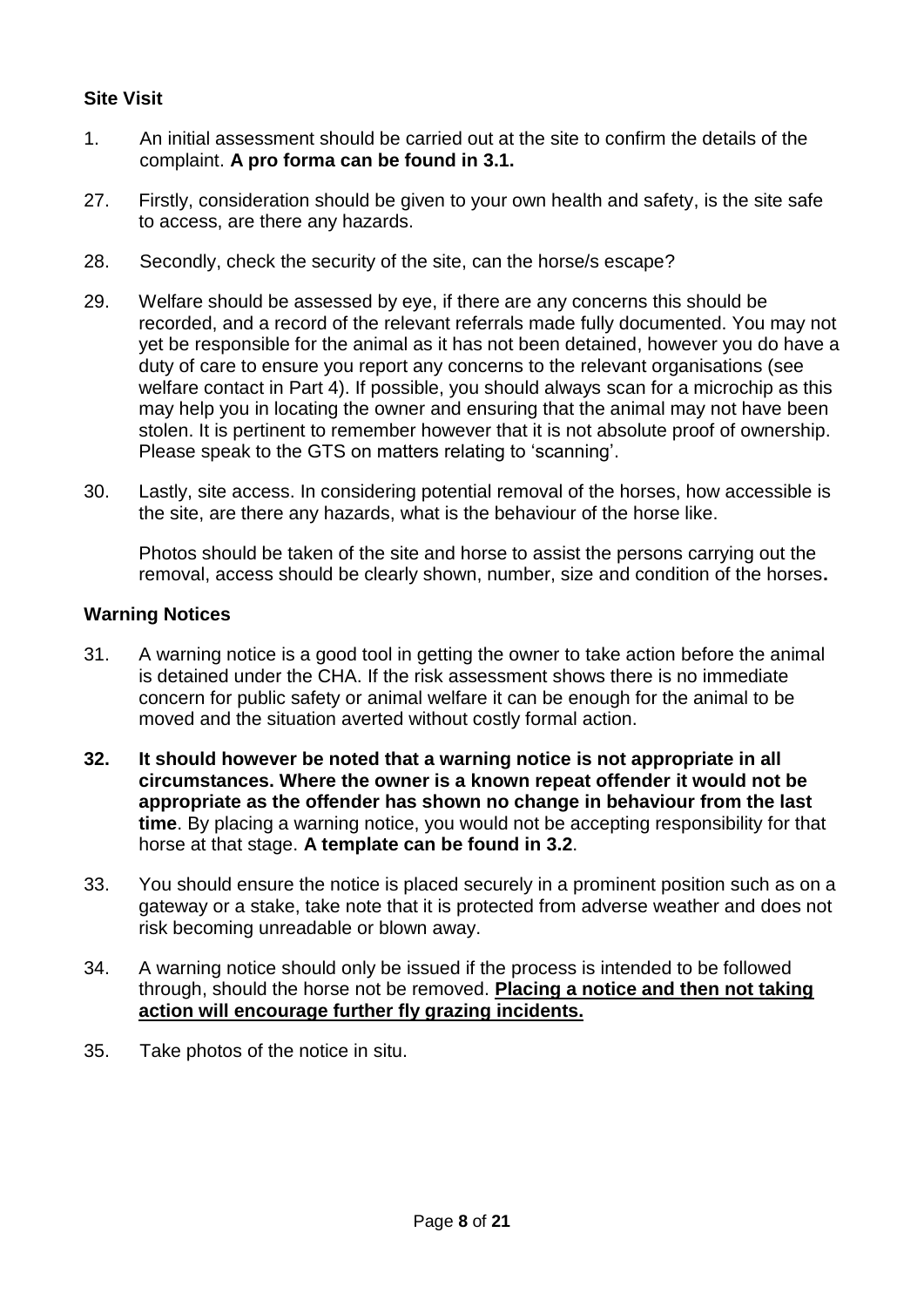## Site Visit

1. An initial assessment should be carried out at the site to confirm the details of the complaint. **A pro forma can be found in 3.1.**

27. Firstly, consideration should be given to your own health and safety, is the site safe to access, are there any hazards.

28. Secondly, check the security of the site, can the horse/s escape?

29. Welfare should be assessed by eye, if there are any concerns this should be recorded, and a record of the relevant referrals made fully documented. You may not yet be responsible for the animal as it has not been detained, however you do have a duty of care to ensure you report any concerns to the relevant organisations (see welfare contact in Part 4). If possible, you should always scan for a microchip as this may help you in locating the owner and ensuring that the animal may not have been stolen. It is pertinent to remember however that it is not absolute proof of ownership. Please speak to the GTS on matters relating to 'scanning'.

30. Lastly, site access. In considering potential removal of the horses, how accessible is the site, are there any hazards, what is the behaviour of the horse like.

    Photos should be taken of the site and horse to assist the persons carrying out the removal, access should be clearly shown, number, size and condition of the horses**.**

## Warning Notices

31. A warning notice is a good tool in getting the owner to take action before the animal is detained under the CHA. If the risk assessment shows there is no immediate concern for public safety or animal welfare it can be enough for the animal to be moved and the situation averted without costly formal action.

32. **It should however be noted that a warning notice is not appropriate in all circumstances. Where the owner is a known repeat offender it would not be appropriate as the offender has shown no change in behaviour from the last time**. By placing a warning notice, you would not be accepting responsibility for that horse at that stage. **A template can be found in 3.2**.

33. You should ensure the notice is placed securely in a prominent position such as on a gateway or a stake, take note that it is protected from adverse weather and does not risk becoming unreadable or blown away.

34. A warning notice should only be issued if the process is intended to be followed through, should the horse not be removed. **<u>Placing a notice and then not taking action will encourage further fly grazing incidents.</u>**

35. Take photos of the notice in situ.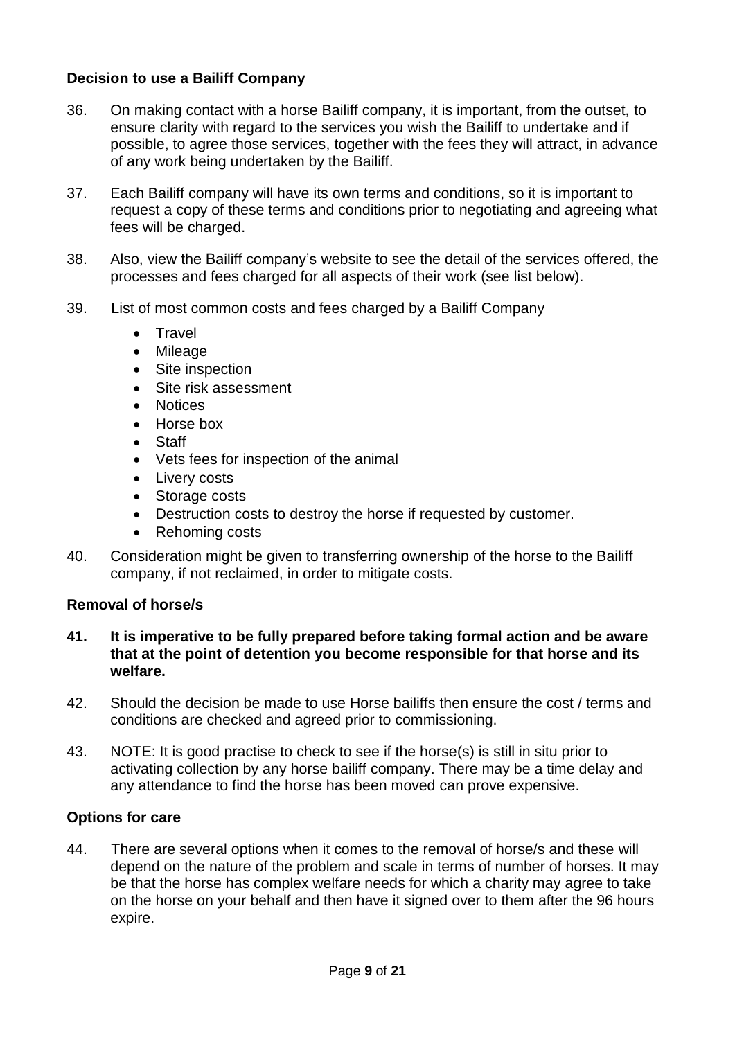### Decision to use a Bailiff Company

36. On making contact with a horse Bailiff company, it is important, from the outset, to ensure clarity with regard to the services you wish the Bailiff to undertake and if possible, to agree those services, together with the fees they will attract, in advance of any work being undertaken by the Bailiff.

37. Each Bailiff company will have its own terms and conditions, so it is important to request a copy of these terms and conditions prior to negotiating and agreeing what fees will be charged.

38. Also, view the Bailiff company's website to see the detail of the services offered, the processes and fees charged for all aspects of their work (see list below).

39. List of most common costs and fees charged by a Bailiff Company

    - Travel
    - Mileage
    - Site inspection
    - Site risk assessment
    - Notices
    - Horse box
    - Staff
    - Vets fees for inspection of the animal
    - Livery costs
    - Storage costs
    - Destruction costs to destroy the horse if requested by customer.
    - Rehoming costs

40. Consideration might be given to transferring ownership of the horse to the Bailiff company, if not reclaimed, in order to mitigate costs.

### Removal of horse/s

**41. It is imperative to be fully prepared before taking formal action and be aware that at the point of detention you become responsible for that horse and its welfare.**

42. Should the decision be made to use Horse bailiffs then ensure the cost / terms and conditions are checked and agreed prior to commissioning.

43. NOTE: It is good practise to check to see if the horse(s) is still in situ prior to activating collection by any horse bailiff company. There may be a time delay and any attendance to find the horse has been moved can prove expensive.

### Options for care

44. There are several options when it comes to the removal of horse/s and these will depend on the nature of the problem and scale in terms of number of horses. It may be that the horse has complex welfare needs for which a charity may agree to take on the horse on your behalf and then have it signed over to them after the 96 hours expire.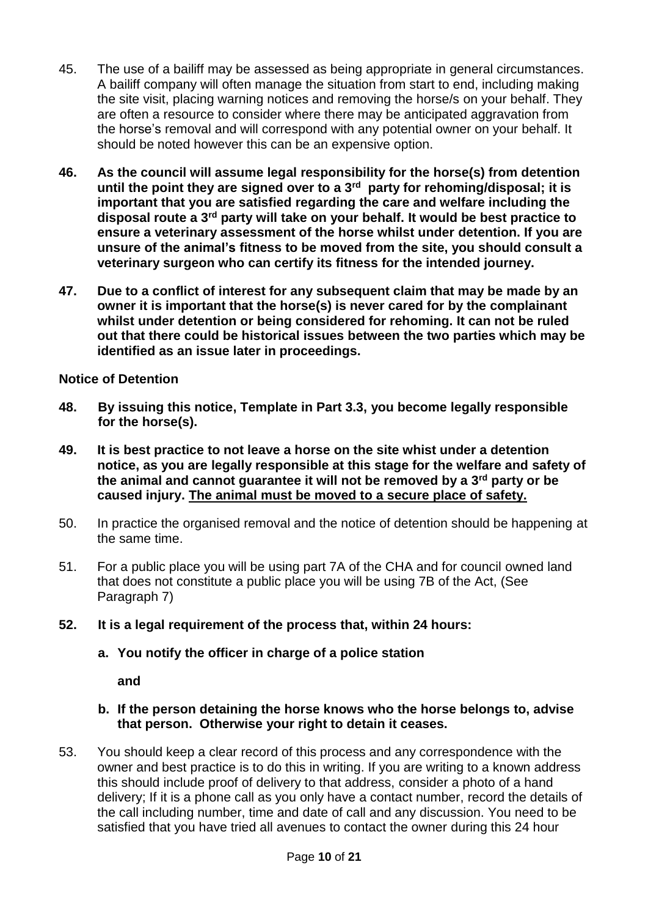45. The use of a bailiff may be assessed as being appropriate in general circumstances. A bailiff company will often manage the situation from start to end, including making the site visit, placing warning notices and removing the horse/s on your behalf. They are often a resource to consider where there may be anticipated aggravation from the horse's removal and will correspond with any potential owner on your behalf. It should be noted however this can be an expensive option.

**46. As the council will assume legal responsibility for the horse(s) from detention until the point they are signed over to a 3rd party for rehoming/disposal; it is important that you are satisfied regarding the care and welfare including the disposal route a 3rd party will take on your behalf. It would be best practice to ensure a veterinary assessment of the horse whilst under detention. If you are unsure of the animal's fitness to be moved from the site, you should consult a veterinary surgeon who can certify its fitness for the intended journey.**

**47. Due to a conflict of interest for any subsequent claim that may be made by an owner it is important that the horse(s) is never cared for by the complainant whilst under detention or being considered for rehoming. It can not be ruled out that there could be historical issues between the two parties which may be identified as an issue later in proceedings.**

**Notice of Detention**

**48. By issuing this notice, Template in Part 3.3, you become legally responsible for the horse(s).**

**49. It is best practice to not leave a horse on the site whist under a detention notice, as you are legally responsible at this stage for the welfare and safety of the animal and cannot guarantee it will not be removed by a 3rd party or be caused injury. <u>The animal must be moved to a secure place of safety.</u>**

50. In practice the organised removal and the notice of detention should be happening at the same time.

51. For a public place you will be using part 7A of the CHA and for council owned land that does not constitute a public place you will be using 7B of the Act, (See Paragraph 7)

**52. It is a legal requirement of the process that, within 24 hours:**

**a. You notify the officer in charge of a police station**

**and**

**b. If the person detaining the horse knows who the horse belongs to, advise that person. Otherwise your right to detain it ceases.**

53. You should keep a clear record of this process and any correspondence with the owner and best practice is to do this in writing. If you are writing to a known address this should include proof of delivery to that address, consider a photo of a hand delivery; If it is a phone call as you only have a contact number, record the details of the call including number, time and date of call and any discussion. You need to be satisfied that you have tried all avenues to contact the owner during this 24 hour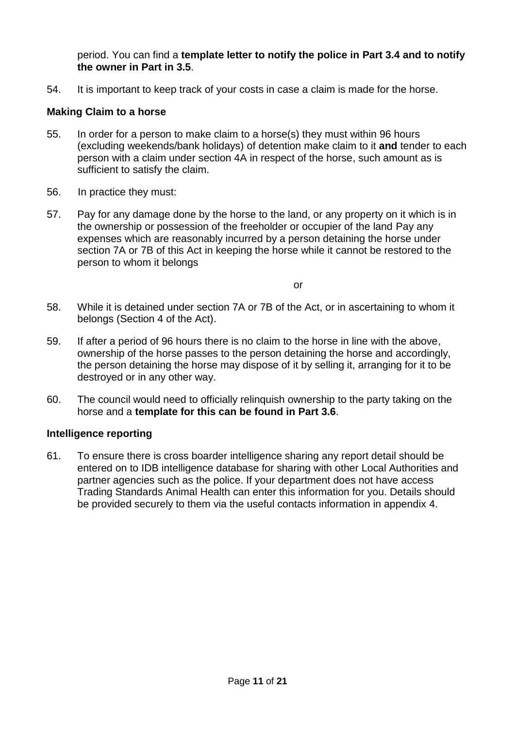period. You can find a **template letter to notify the police in Part 3.4 and to notify the owner in Part in 3.5**.

54. It is important to keep track of your costs in case a claim is made for the horse.

### Making Claim to a horse

55. In order for a person to make claim to a horse(s) they must within 96 hours (excluding weekends/bank holidays) of detention make claim to it **and** tender to each person with a claim under section 4A in respect of the horse, such amount as is sufficient to satisfy the claim.

56. In practice they must:

57. Pay for any damage done by the horse to the land, or any property on it which is in the ownership or possession of the freeholder or occupier of the land Pay any expenses which are reasonably incurred by a person detaining the horse under section 7A or 7B of this Act in keeping the horse while it cannot be restored to the person to whom it belongs

or

58. While it is detained under section 7A or 7B of the Act, or in ascertaining to whom it belongs (Section 4 of the Act).

59. If after a period of 96 hours there is no claim to the horse in line with the above, ownership of the horse passes to the person detaining the horse and accordingly, the person detaining the horse may dispose of it by selling it, arranging for it to be destroyed or in any other way.

60. The council would need to officially relinquish ownership to the party taking on the horse and a **template for this can be found in Part 3.6**.

### Intelligence reporting

61. To ensure there is cross boarder intelligence sharing any report detail should be entered on to IDB intelligence database for sharing with other Local Authorities and partner agencies such as the police. If your department does not have access Trading Standards Animal Health can enter this information for you. Details should be provided securely to them via the useful contacts information in appendix 4.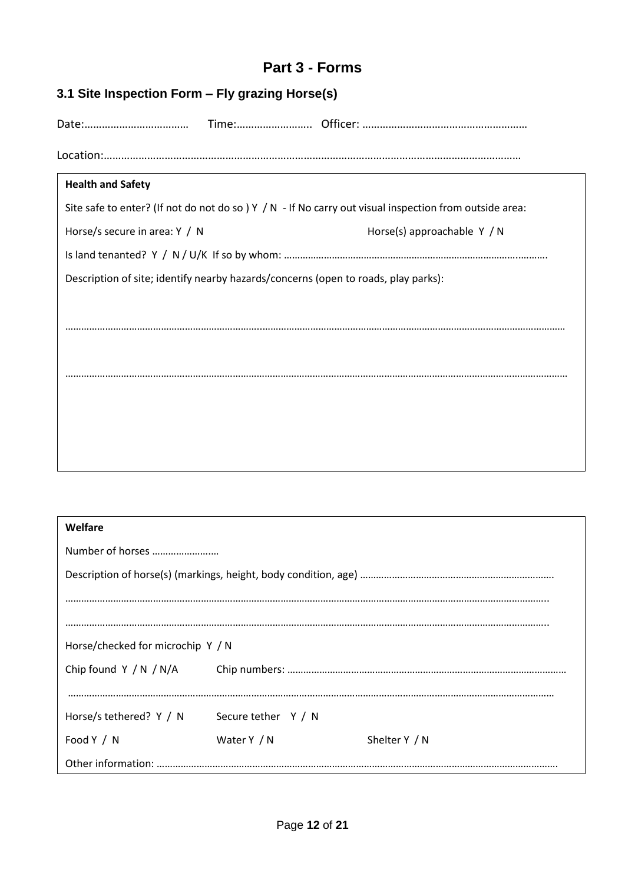# Part 3 - Forms

## 3.1 Site Inspection Form – Fly grazing Horse(s)

Date:……………………………… Time:…………………….. Officer: …………………………………………………

Location:……………………………………………………………………………………………………………………………

**Health and Safety**

Site safe to enter? (If not do not do so ) Y / N - If No carry out visual inspection from outside area:

Horse/s secure in area: Y / N Horse(s) approachable Y / N

Is land tenanted? Y / N / U/K If so by whom: …………………………………………………………………………………….

Description of site; identify nearby hazards/concerns (open to roads, play parks):

……………………………………………………………………………………………………………………………………………………………

……………………………………………………………………………………………………………………………………………………………

**Welfare**

Number of horses ……………………..

Description of horse(s) (markings, height, body condition, age) ……………………………………………………………….

……………………………………………………………………………………………………………………………………………………..

……………………………………………………………………………………………………………………………………………………..

Horse/checked for microchip Y / N

Chip found Y / N / N/A Chip numbers: ……………………………………………………………………………………….

……………………………………………………………………………………………………………………………………………………

Horse/s tethered? Y / N Secure tether Y / N

Food Y / N Water Y / N Shelter Y / N

Other information: ……………………………………………………………………………………………………………………….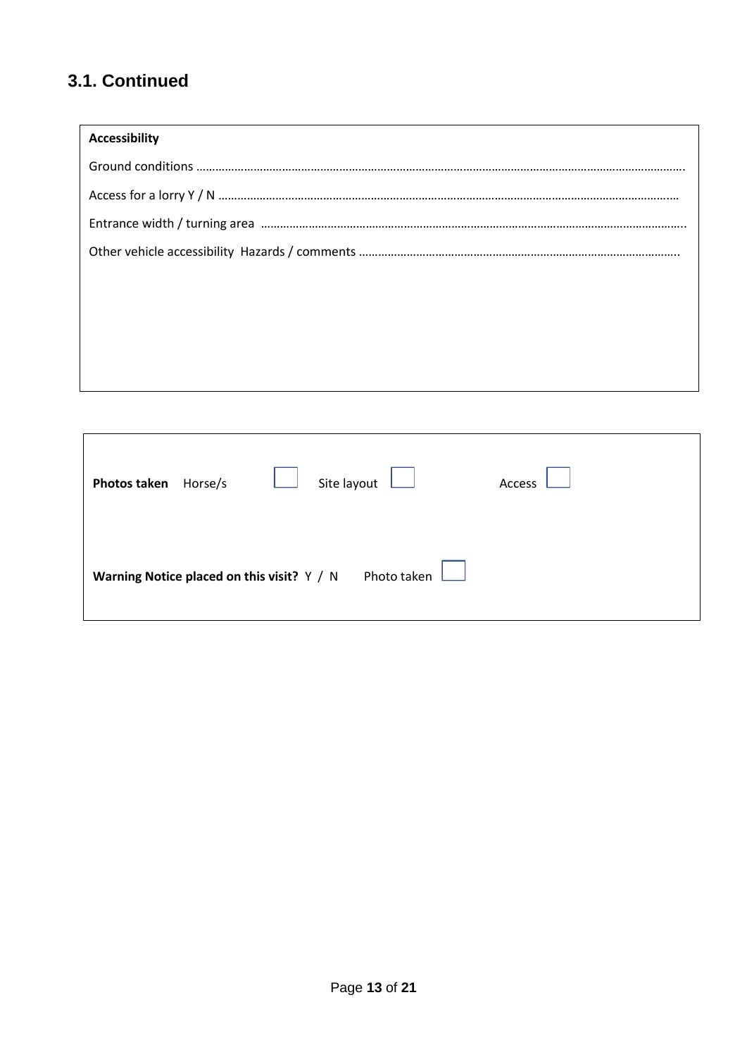## 3.1. Continued

**Accessibility**

Ground conditions ……………………………………………………………………………………………………………………………………….

Access for a lorry Y / N ……………………………………………………………………………………………………………………………

Entrance width / turning area ……………………………………………………………………………………………………………………..

Other vehicle accessibility Hazards / comments ……………………………………………………………………………………….

**Photos taken** Horse/s ☐ Site layout ☐ Access ☐

**Warning Notice placed on this visit?** Y / N Photo taken ☐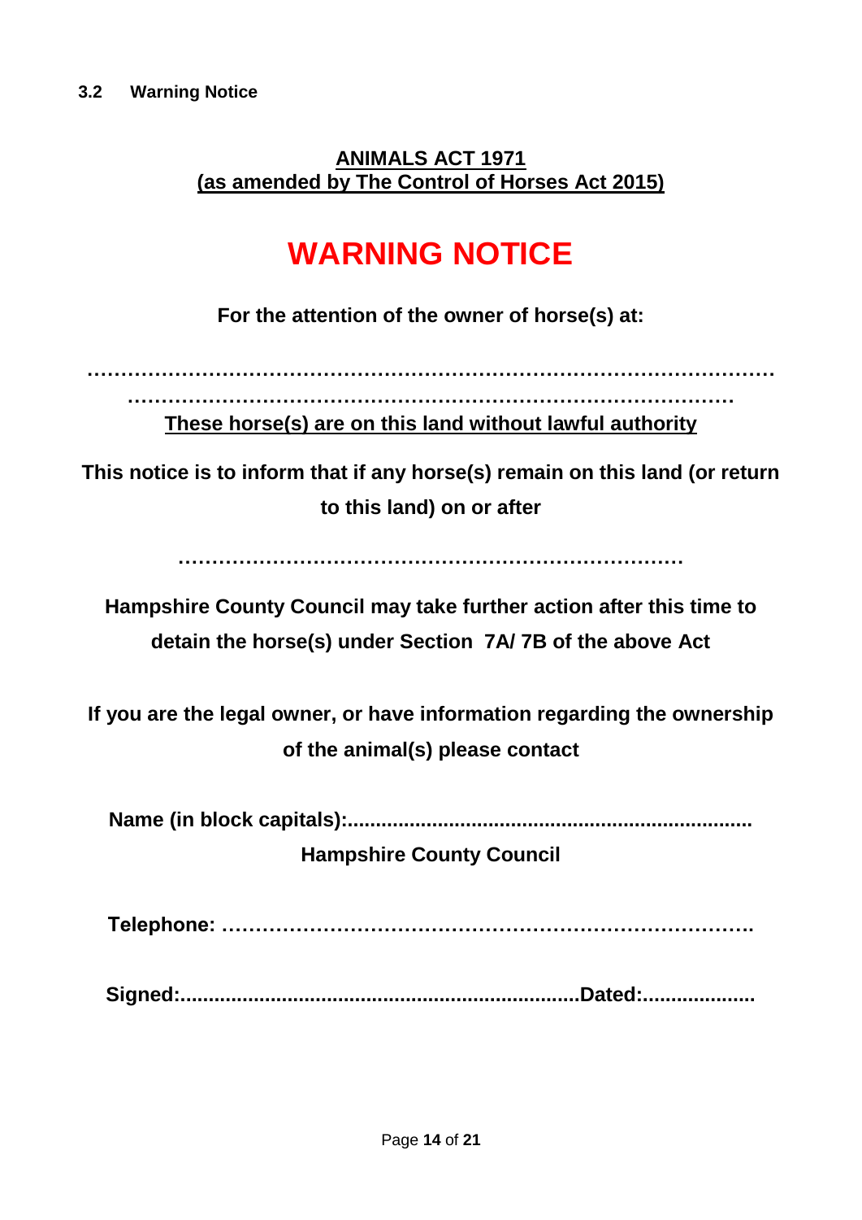### 3.2 Warning Notice

**ANIMALS ACT 1971**
**(as amended by The Control of Horses Act 2015)**

# WARNING NOTICE

**For the attention of the owner of horse(s) at:**

**…………………………………………………………………………………………**
**………………………………………………………………………………**

**These horse(s) are on this land without lawful authority**

**This notice is to inform that if any horse(s) remain on this land (or return to this land) on or after**

**……………………………………………………………………**

**Hampshire County Council may take further action after this time to detain the horse(s) under Section 7A/ 7B of the above Act**

**If you are the legal owner, or have information regarding the ownership of the animal(s) please contact**

**Name (in block capitals):......................................................................**
**Hampshire County Council**

**Telephone: …………………………………………………………………….**

**Signed:......................................................................Dated:...................**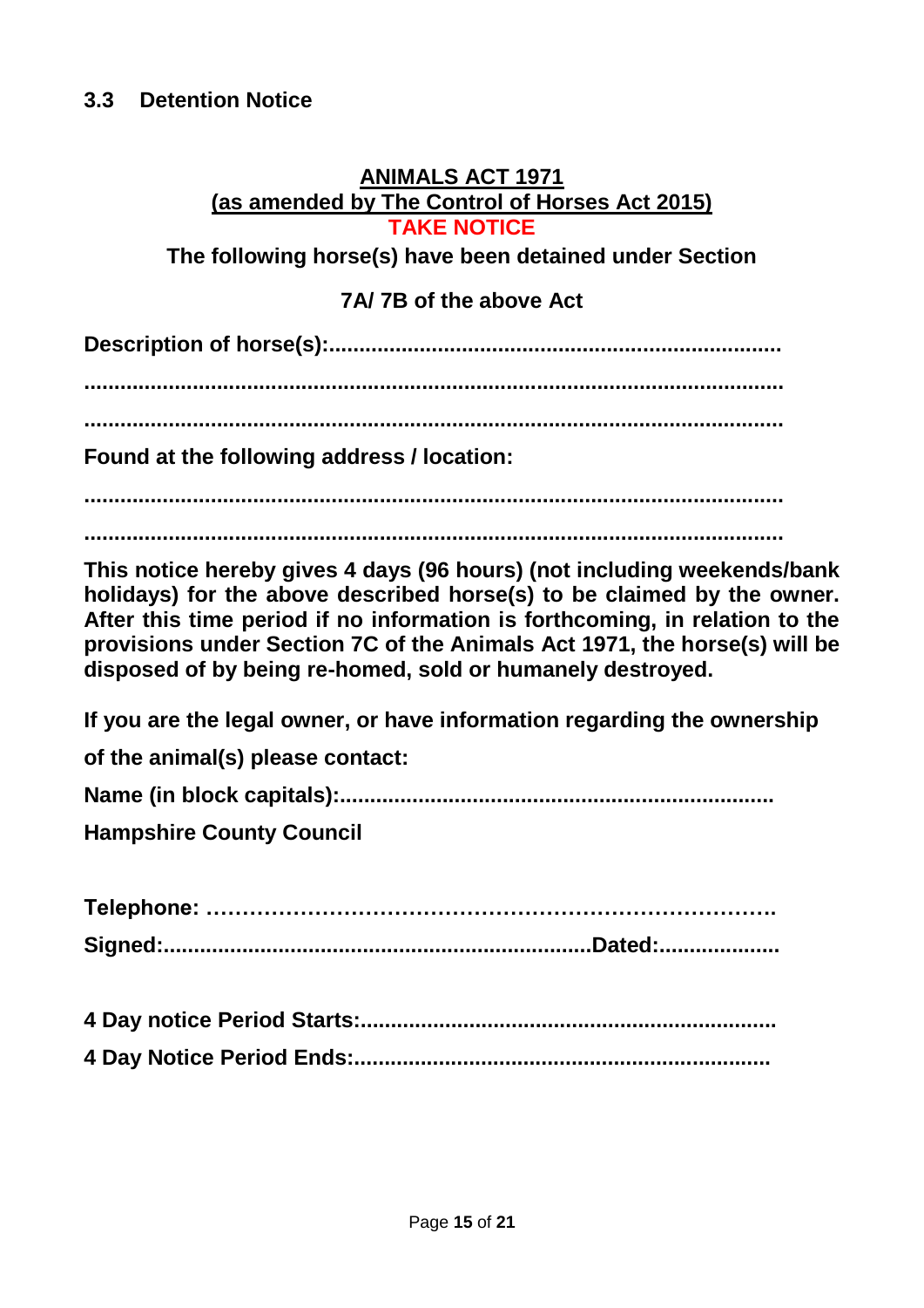### 3.3 Detention Notice

**ANIMALS ACT 1971**

**(as amended by The Control of Horses Act 2015)**

**TAKE NOTICE**

**The following horse(s) have been detained under Section 7A/ 7B of the above Act**

**Description of horse(s):.........................................................................**

**.......................................................................................................................**

**.......................................................................................................................**

**Found at the following address / location:**

**.......................................................................................................................**

**.......................................................................................................................**

**This notice hereby gives 4 days (96 hours) (not including weekends/bank holidays) for the above described horse(s) to be claimed by the owner. After this time period if no information is forthcoming, in relation to the provisions under Section 7C of the Animals Act 1971, the horse(s) will be disposed of by being re-homed, sold or humanely destroyed.**

**If you are the legal owner, or have information regarding the ownership of the animal(s) please contact:**

**Name (in block capitals):.......................................................................**

**Hampshire County Council**

**Telephone: …………………………………………………………………….**

**Signed:.....................................................................Dated:...................**

**4 Day notice Period Starts:....................................................................**

**4 Day Notice Period Ends:....................................................................**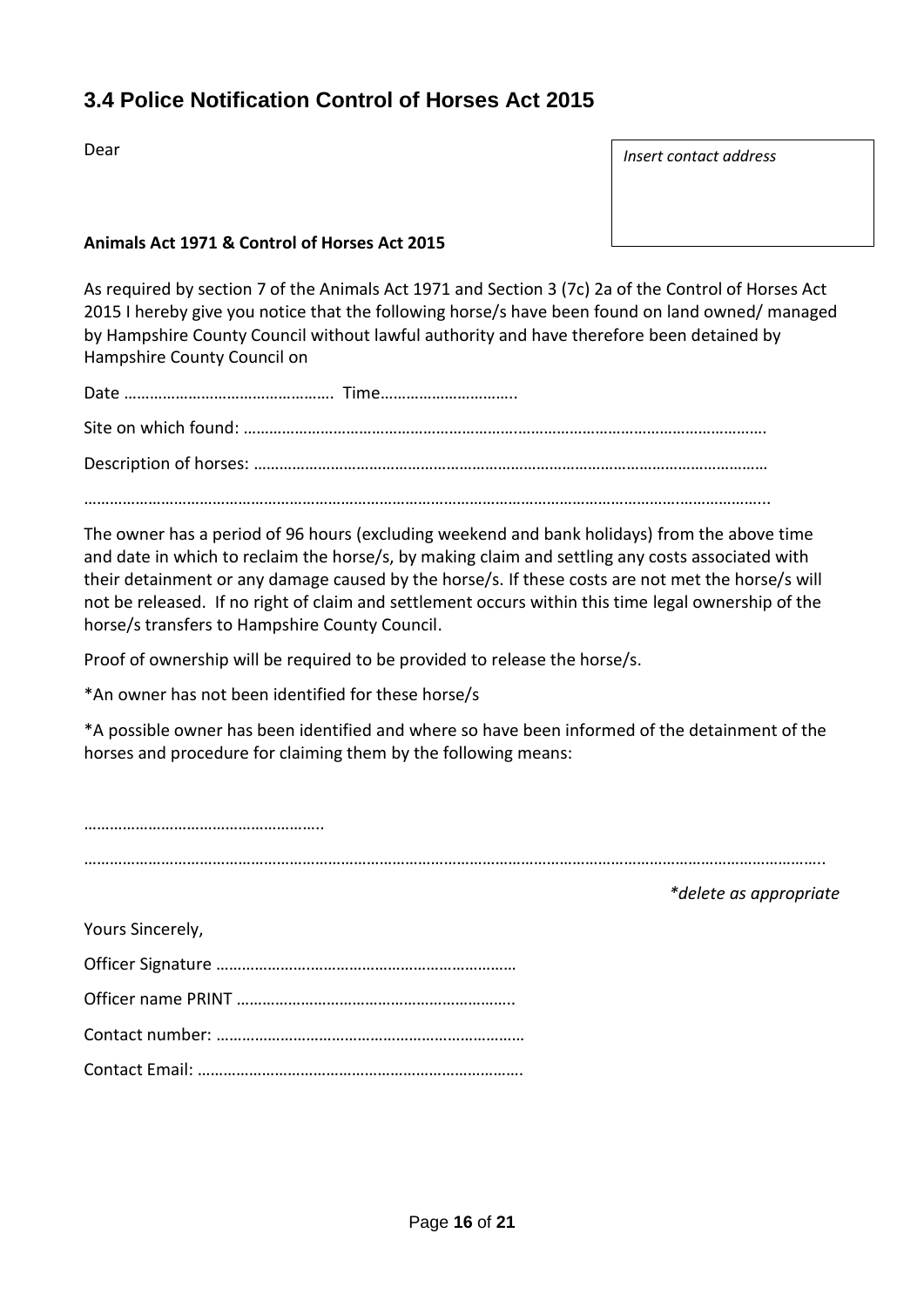## 3.4 Police Notification Control of Horses Act 2015

Dear

*Insert contact address*

**Animals Act 1971 & Control of Horses Act 2015**

As required by section 7 of the Animals Act 1971 and Section 3 (7c) 2a of the Control of Horses Act 2015 I hereby give you notice that the following horse/s have been found on land owned/ managed by Hampshire County Council without lawful authority and have therefore been detained by Hampshire County Council on

Date …………………………………………. Time…………………………..

Site on which found: ……………………………………………………………………………………………………….

Description of horses: ……………………………………………………………………………………………………

……………………………………………………………………………………………………………………………………...

The owner has a period of 96 hours (excluding weekend and bank holidays) from the above time and date in which to reclaim the horse/s, by making claim and settling any costs associated with their detainment or any damage caused by the horse/s. If these costs are not met the horse/s will not be released. If no right of claim and settlement occurs within this time legal ownership of the horse/s transfers to Hampshire County Council.

Proof of ownership will be required to be provided to release the horse/s.

*An owner has not been identified for these horse/s

*A possible owner has been identified and where so have been informed of the detainment of the horses and procedure for claiming them by the following means:

………………………………………………..

………………………………………………………………………………………………………………………………………………..

*\*delete as appropriate*

Yours Sincerely,

Officer Signature ……………………………………………………………

Officer name PRINT ………………………………………………………..

Contact number: ………………………………………………………………

Contact Email: ………………………………………………………………….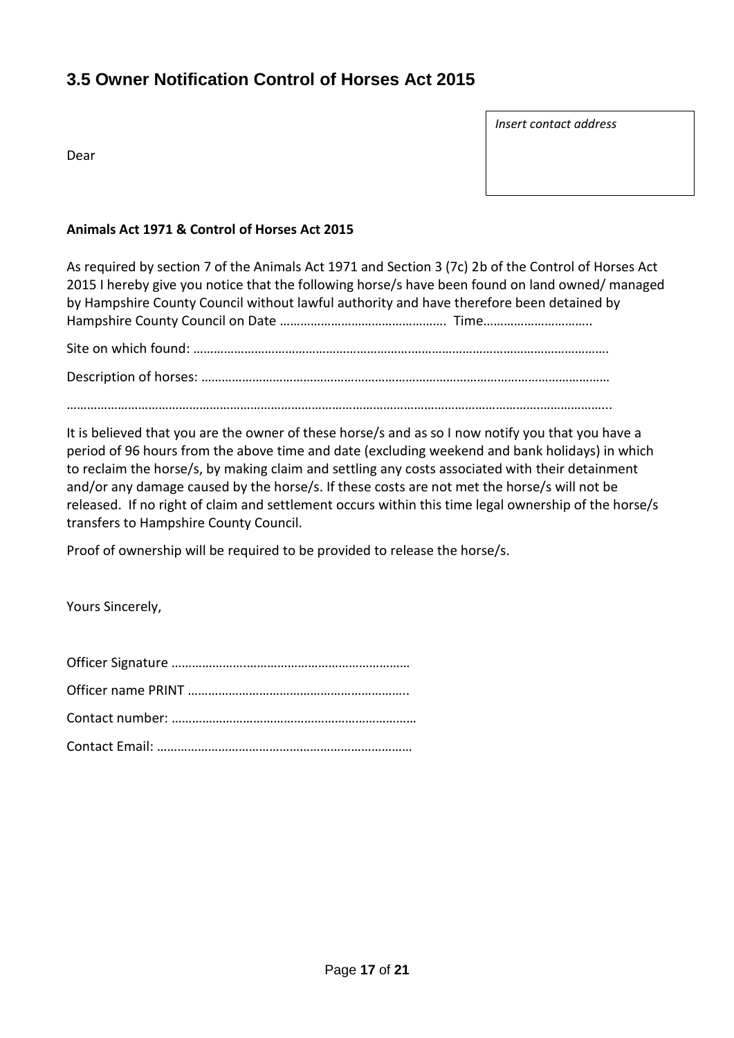## 3.5 Owner Notification Control of Horses Act 2015

*Insert contact address*

Dear

**Animals Act 1971 & Control of Horses Act 2015**

As required by section 7 of the Animals Act 1971 and Section 3 (7c) 2b of the Control of Horses Act 2015 I hereby give you notice that the following horse/s have been found on land owned/ managed by Hampshire County Council without lawful authority and have therefore been detained by Hampshire County Council on Date ………………………………………… Time…………………………..

Site on which found: ………………………………………………………………………………………………………

Description of horses: ……………………………………………………………………………………………………

……………………………………………………………………………………………………………………………………...

It is believed that you are the owner of these horse/s and as so I now notify you that you have a period of 96 hours from the above time and date (excluding weekend and bank holidays) in which to reclaim the horse/s, by making claim and settling any costs associated with their detainment and/or any damage caused by the horse/s. If these costs are not met the horse/s will not be released. If no right of claim and settlement occurs within this time legal ownership of the horse/s transfers to Hampshire County Council.

Proof of ownership will be required to be provided to release the horse/s.

Yours Sincerely,

Officer Signature ……………….…………………………………………

Officer name PRINT ………………………………………………………..

Contact number: ………………………………………………………………

Contact Email: …………………………………………………………………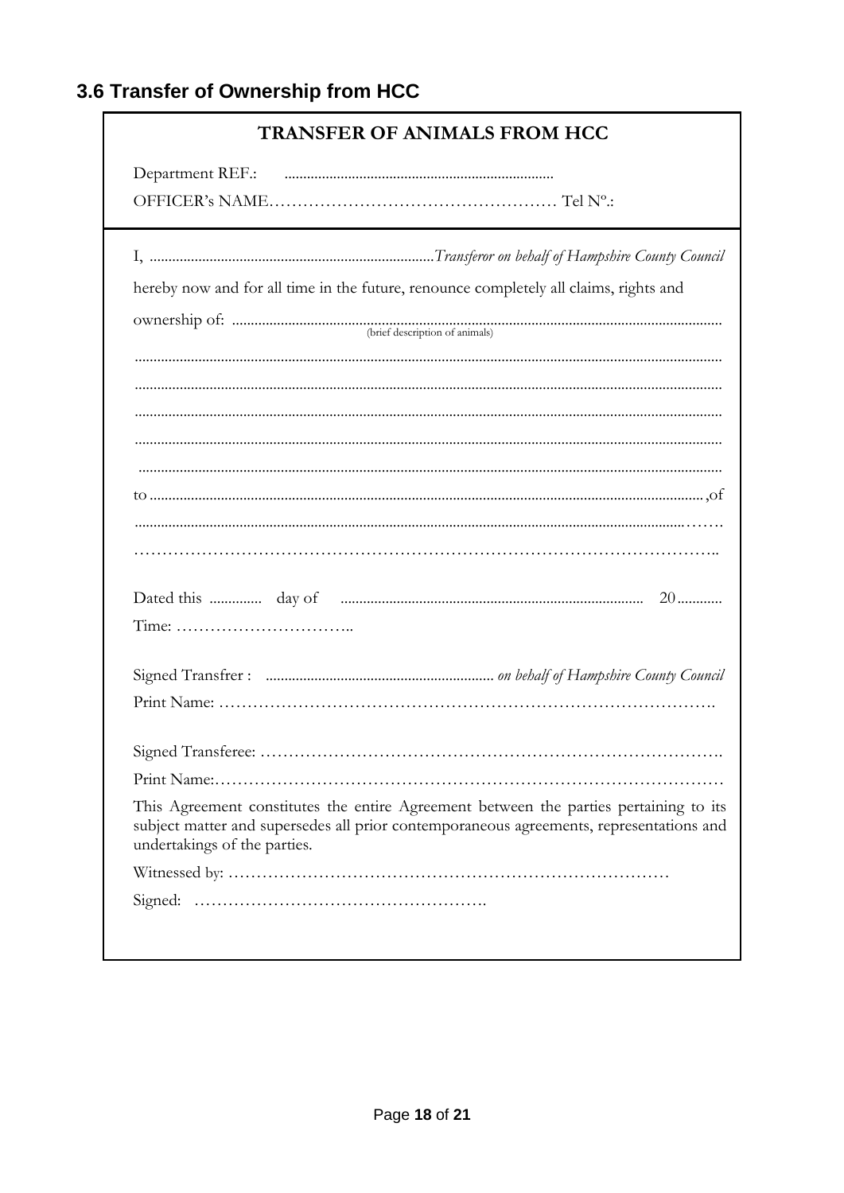## 3.6 Transfer of Ownership from HCC

**TRANSFER OF ANIMALS FROM HCC**

Department REF.: ........................................................................

OFFICER's NAME…………………………………………… Tel Nº.:

---

I, ..........................................................................*Transferor on behalf of Hampshire County Council*

hereby now and for all time in the future, renounce completely all claims, rights and

ownership of: ...............................................................................................................................
(brief description of animals)

.........................................................................................................................................................

.........................................................................................................................................................

.........................................................................................................................................................

.........................................................................................................................................................

.........................................................................................................................................................

to ..................................................................................................................................................,of

.........................................................................................................................................……

………………………………………………………………………………………..

Dated this .............. day of ................................................................................ 20............

Time: …………………………..

Signed Transfrer : ............................................................ *on behalf of Hampshire County Council*

Print Name: ………………………………………………………………………….

Signed Transferee: ……………………………………………………………………….

Print Name:……………………………………………………………………………

This Agreement constitutes the entire Agreement between the parties pertaining to its subject matter and supersedes all prior contemporaneous agreements, representations and undertakings of the parties.

Witnessed by: ……………………………………………………………………

Signed: …………………………………………….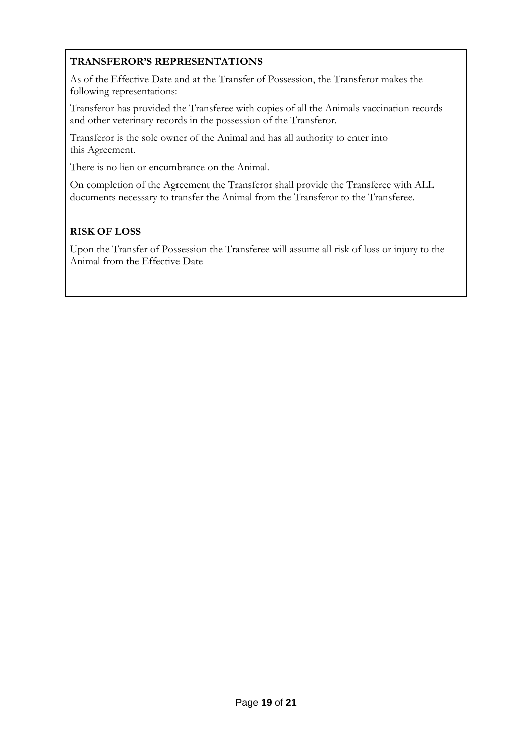**TRANSFEROR'S REPRESENTATIONS**

As of the Effective Date and at the Transfer of Possession, the Transferor makes the following representations:

Transferor has provided the Transferee with copies of all the Animals vaccination records and other veterinary records in the possession of the Transferor.

Transferor is the sole owner of the Animal and has all authority to enter into this Agreement.

There is no lien or encumbrance on the Animal.

On completion of the Agreement the Transferor shall provide the Transferee with ALL documents necessary to transfer the Animal from the Transferor to the Transferee.

**RISK OF LOSS**

Upon the Transfer of Possession the Transferee will assume all risk of loss or injury to the Animal from the Effective Date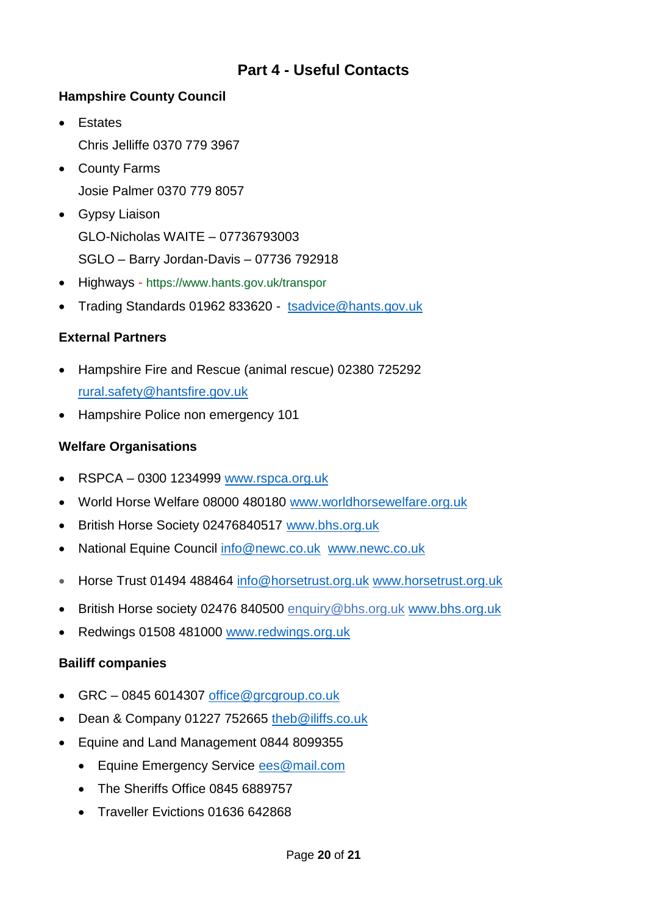## Part 4 - Useful Contacts

**Hampshire County Council**

- Estates
  Chris Jelliffe 0370 779 3967
- County Farms
  Josie Palmer 0370 779 8057
- Gypsy Liaison
  GLO-Nicholas WAITE – 07736793003
  SGLO – Barry Jordan-Davis – 07736 792918
- Highways - https://www.hants.gov.uk/transpor
- Trading Standards 01962 833620 - tsadvice@hants.gov.uk

**External Partners**

- Hampshire Fire and Rescue (animal rescue) 02380 725292
  rural.safety@hantsfire.gov.uk
- Hampshire Police non emergency 101

**Welfare Organisations**

- RSPCA – 0300 1234999 www.rspca.org.uk
- World Horse Welfare 08000 480180 www.worldhorsewelfare.org.uk
- British Horse Society 02476840517 www.bhs.org.uk
- National Equine Council info@newc.co.uk www.newc.co.uk
- Horse Trust 01494 488464 info@horsetrust.org.uk www.horsetrust.org.uk
- British Horse society 02476 840500 enquiry@bhs.org.uk www.bhs.org.uk
- Redwings 01508 481000 www.redwings.org.uk

**Bailiff companies**

- GRC – 0845 6014307 office@grcgroup.co.uk
- Dean & Company 01227 752665 theb@iliffs.co.uk
- Equine and Land Management 0844 8099355
  - Equine Emergency Service ees@mail.com
  - The Sheriffs Office 0845 6889757
  - Traveller Evictions 01636 642868